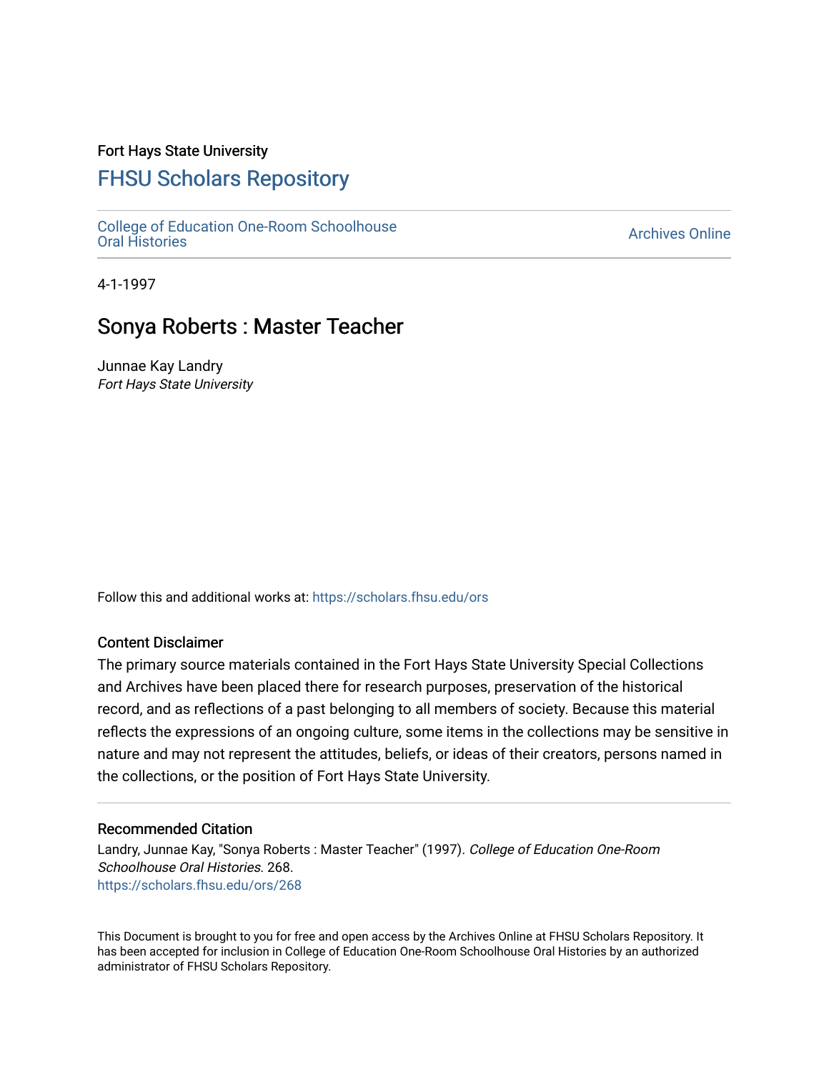Fort Hays State University

# FHSU Scholars Repository

College of Education One-Room Schoolhouse Oral Histories

Archives Online

4-1-1997

## Sonya Roberts : Master Teacher

Junnae Kay Landry

*Fort Hays State University*

Follow this and additional works at: https://scholars.fhsu.edu/ors

### Content Disclaimer

The primary source materials contained in the Fort Hays State University Special Collections and Archives have been placed there for research purposes, preservation of the historical record, and as reflections of a past belonging to all members of society. Because this material reflects the expressions of an ongoing culture, some items in the collections may be sensitive in nature and may not represent the attitudes, beliefs, or ideas of their creators, persons named in the collections, or the position of Fort Hays State University.

### Recommended Citation

Landry, Junnae Kay, "Sonya Roberts : Master Teacher" (1997). *College of Education One-Room Schoolhouse Oral Histories*. 268.
https://scholars.fhsu.edu/ors/268

This Document is brought to you for free and open access by the Archives Online at FHSU Scholars Repository. It has been accepted for inclusion in College of Education One-Room Schoolhouse Oral Histories by an authorized administrator of FHSU Scholars Repository.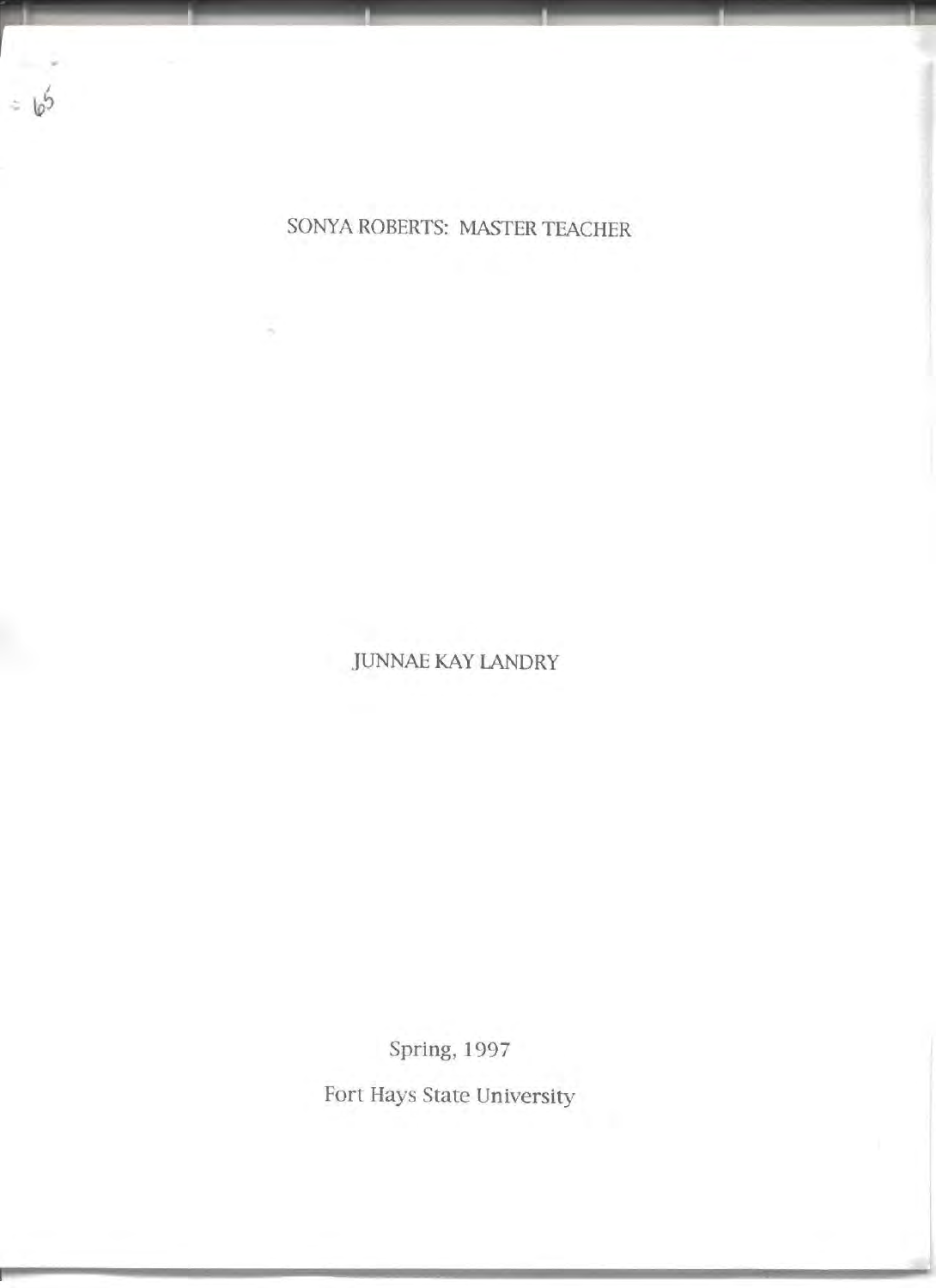# SONYA ROBERTS: MASTER TEACHER

JUNNAE KAY LANDRY

Spring, 1997

Fort Hays State University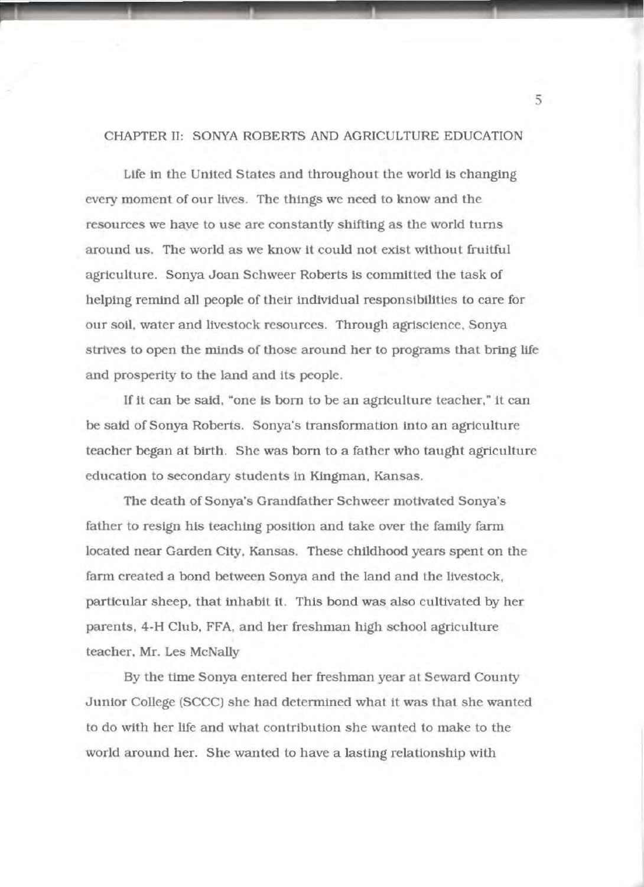## CHAPTER II: SONYA ROBERTS AND AGRICULTURE EDUCATION

Life in the United States and throughout the world is changing every moment of our lives. The things we need to know and the resources we have to use are constantly shifting as the world turns around us. The world as we know it could not exist without fruitful agriculture. Sonya Joan Schweer Roberts is committed the task of helping remind all people of their individual responsibilities to care for our soil, water and livestock resources. Through agriscience, Sonya strives to open the minds of those around her to programs that bring life and prosperity to the land and its people.

If it can be said, "one is born to be an agriculture teacher," it can be said of Sonya Roberts. Sonya's transformation into an agriculture teacher began at birth. She was born to a father who taught agriculture education to secondary students in Kingman, Kansas.

The death of Sonya's Grandfather Schweer motivated Sonya's father to resign his teaching position and take over the family farm located near Garden City, Kansas. These childhood years spent on the farm created a bond between Sonya and the land and the livestock, particular sheep, that inhabit it. This bond was also cultivated by her parents, 4-H Club, FFA, and her freshman high school agriculture teacher, Mr. Les McNally

By the time Sonya entered her freshman year at Seward County Junior College (SCCC) she had determined what it was that she wanted to do with her life and what contribution she wanted to make to the world around her. She wanted to have a lasting relationship with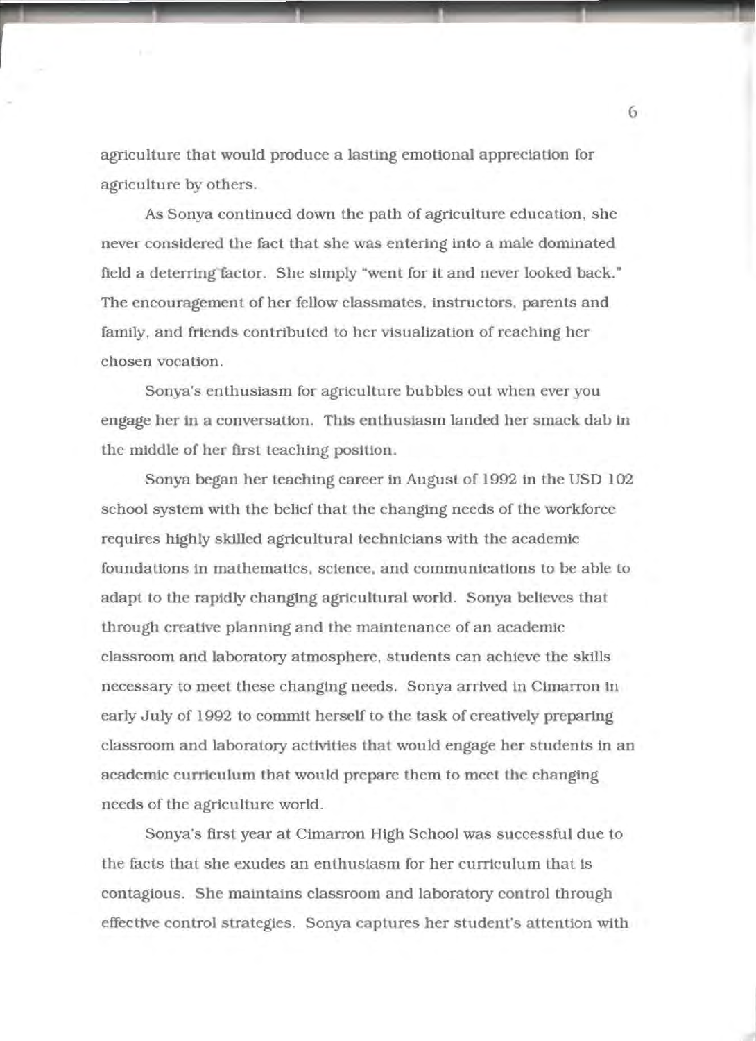agriculture that would produce a lasting emotional appreciation for agriculture by others.

As Sonya continued down the path of agriculture education, she never considered the fact that she was entering into a male dominated field a deterring factor. She simply "went for it and never looked back." The encouragement of her fellow classmates, instructors, parents and family, and friends contributed to her visualization of reaching her chosen vocation.

Sonya's enthusiasm for agriculture bubbles out when ever you engage her in a conversation. This enthusiasm landed her smack dab in the middle of her first teaching position.

Sonya began her teaching career in August of 1992 in the USD 102 school system with the belief that the changing needs of the workforce requires highly skilled agricultural technicians with the academic foundations in mathematics, science, and communications to be able to adapt to the rapidly changing agricultural world. Sonya believes that through creative planning and the maintenance of an academic classroom and laboratory atmosphere, students can achieve the skills necessary to meet these changing needs. Sonya arrived in Cimarron in early July of 1992 to commit herself to the task of creatively preparing classroom and laboratory activities that would engage her students in an academic curriculum that would prepare them to meet the changing needs of the agriculture world.

Sonya's first year at Cimarron High School was successful due to the facts that she exudes an enthusiasm for her curriculum that is contagious. She maintains classroom and laboratory control through effective control strategies. Sonya captures her student's attention with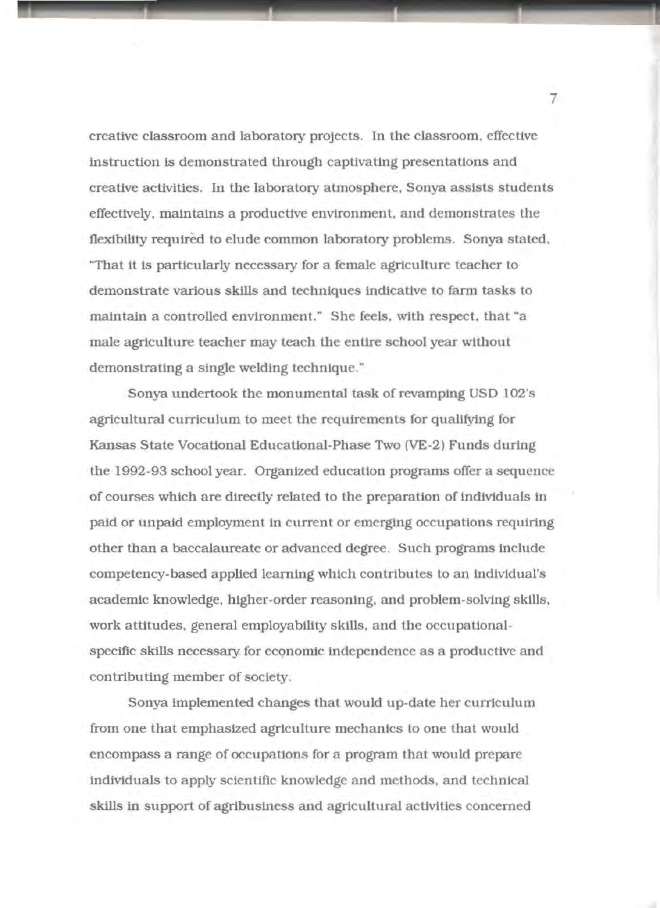creative classroom and laboratory projects. In the classroom, effective instruction is demonstrated through captivating presentations and creative activities. In the laboratory atmosphere, Sonya assists students effectively, maintains a productive environment, and demonstrates the flexibility required to elude common laboratory problems. Sonya stated, "That it is particularly necessary for a female agriculture teacher to demonstrate various skills and techniques indicative to farm tasks to maintain a controlled environment." She feels, with respect, that "a male agriculture teacher may teach the entire school year without demonstrating a single welding technique."

Sonya undertook the monumental task of revamping USD 102's agricultural curriculum to meet the requirements for qualifying for Kansas State Vocational Educational-Phase Two (VE-2) Funds during the 1992-93 school year. Organized education programs offer a sequence of courses which are directly related to the preparation of individuals in paid or unpaid employment in current or emerging occupations requiring other than a baccalaureate or advanced degree. Such programs include competency-based applied learning which contributes to an individual's academic knowledge, higher-order reasoning, and problem-solving skills, work attitudes, general employability skills, and the occupational-specific skills necessary for economic independence as a productive and contributing member of society.

Sonya implemented changes that would up-date her curriculum from one that emphasized agriculture mechanics to one that would encompass a range of occupations for a program that would prepare individuals to apply scientific knowledge and methods, and technical skills in support of agribusiness and agricultural activities concerned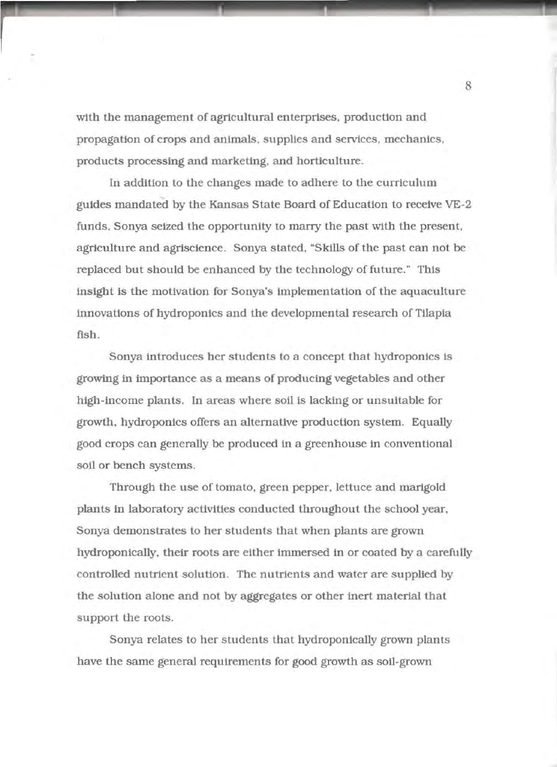with the management of agricultural enterprises, production and propagation of crops and animals, supplies and services, mechanics, products processing and marketing, and horticulture.

In addition to the changes made to adhere to the curriculum guides mandated by the Kansas State Board of Education to receive VE-2 funds, Sonya seized the opportunity to marry the past with the present, agriculture and agriscience. Sonya stated, "Skills of the past can not be replaced but should be enhanced by the technology of future." This insight is the motivation for Sonya's implementation of the aquaculture innovations of hydroponics and the developmental research of Tilapia fish.

Sonya introduces her students to a concept that hydroponics is growing in importance as a means of producing vegetables and other high-income plants. In areas where soil is lacking or unsuitable for growth, hydroponics offers an alternative production system. Equally good crops can generally be produced in a greenhouse in conventional soil or bench systems.

Through the use of tomato, green pepper, lettuce and marigold plants in laboratory activities conducted throughout the school year, Sonya demonstrates to her students that when plants are grown hydroponically, their roots are either immersed in or coated by a carefully controlled nutrient solution. The nutrients and water are supplied by the solution alone and not by aggregates or other inert material that support the roots.

Sonya relates to her students that hydroponically grown plants have the same general requirements for good growth as soil-grown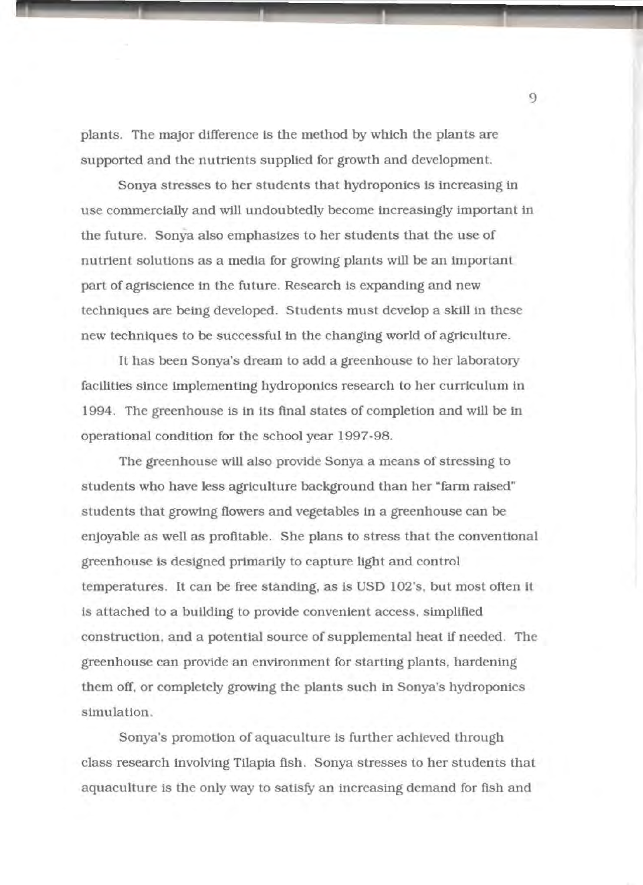plants. The major difference is the method by which the plants are supported and the nutrients supplied for growth and development.

Sonya stresses to her students that hydroponics is increasing in use commercially and will undoubtedly become increasingly important in the future. Sonya also emphasizes to her students that the use of nutrient solutions as a media for growing plants will be an important part of agriscience in the future. Research is expanding and new techniques are being developed. Students must develop a skill in these new techniques to be successful in the changing world of agriculture.

It has been Sonya's dream to add a greenhouse to her laboratory facilities since implementing hydroponics research to her curriculum in 1994. The greenhouse is in its final states of completion and will be in operational condition for the school year 1997-98.

The greenhouse will also provide Sonya a means of stressing to students who have less agriculture background than her "farm raised" students that growing flowers and vegetables in a greenhouse can be enjoyable as well as profitable. She plans to stress that the conventional greenhouse is designed primarily to capture light and control temperatures. It can be free standing, as is USD 102's, but most often it is attached to a building to provide convenient access, simplified construction, and a potential source of supplemental heat if needed. The greenhouse can provide an environment for starting plants, hardening them off, or completely growing the plants such in Sonya's hydroponics simulation.

Sonya's promotion of aquaculture is further achieved through class research involving Tilapia fish. Sonya stresses to her students that aquaculture is the only way to satisfy an increasing demand for fish and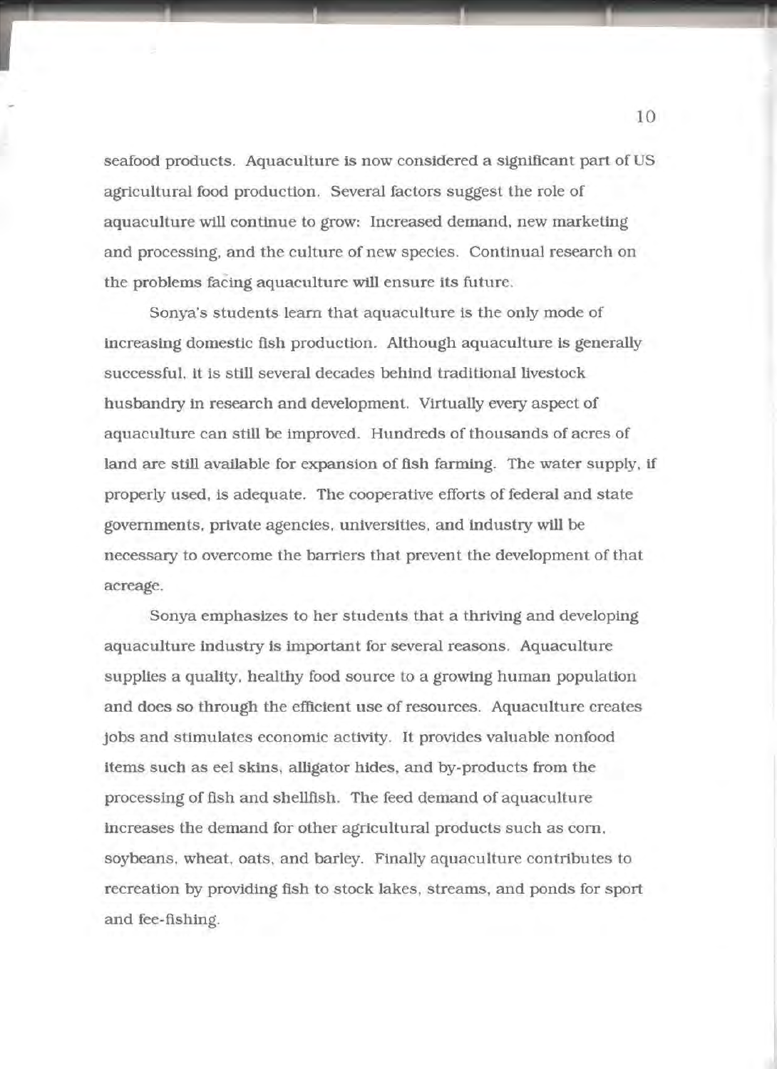seafood products. Aquaculture is now considered a significant part of US agricultural food production. Several factors suggest the role of aquaculture will continue to grow: Increased demand, new marketing and processing, and the culture of new species. Continual research on the problems facing aquaculture will ensure its future.

Sonya's students learn that aquaculture is the only mode of increasing domestic fish production. Although aquaculture is generally successful, it is still several decades behind traditional livestock husbandry in research and development. Virtually every aspect of aquaculture can still be improved. Hundreds of thousands of acres of land are still available for expansion of fish farming. The water supply, if properly used, is adequate. The cooperative efforts of federal and state governments, private agencies, universities, and industry will be necessary to overcome the barriers that prevent the development of that acreage.

Sonya emphasizes to her students that a thriving and developing aquaculture industry is important for several reasons. Aquaculture supplies a quality, healthy food source to a growing human population and does so through the efficient use of resources. Aquaculture creates jobs and stimulates economic activity. It provides valuable nonfood items such as eel skins, alligator hides, and by-products from the processing of fish and shellfish. The feed demand of aquaculture increases the demand for other agricultural products such as corn, soybeans, wheat, oats, and barley. Finally aquaculture contributes to recreation by providing fish to stock lakes, streams, and ponds for sport and fee-fishing.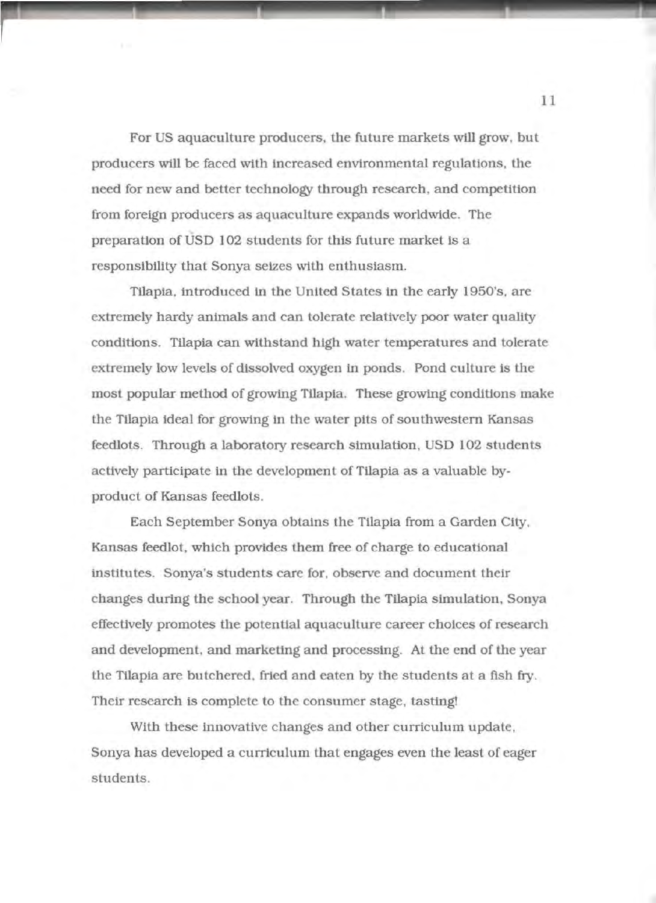For US aquaculture producers, the future markets will grow, but producers will be faced with increased environmental regulations, the need for new and better technology through research, and competition from foreign producers as aquaculture expands worldwide. The preparation of USD 102 students for this future market is a responsibility that Sonya seizes with enthusiasm.

Tilapia, introduced in the United States in the early 1950's, are extremely hardy animals and can tolerate relatively poor water quality conditions. Tilapia can withstand high water temperatures and tolerate extremely low levels of dissolved oxygen in ponds. Pond culture is the most popular method of growing Tilapia. These growing conditions make the Tilapia ideal for growing in the water pits of southwestern Kansas feedlots. Through a laboratory research simulation, USD 102 students actively participate in the development of Tilapia as a valuable by-product of Kansas feedlots.

Each September Sonya obtains the Tilapia from a Garden City, Kansas feedlot, which provides them free of charge to educational institutes. Sonya's students care for, observe and document their changes during the school year. Through the Tilapia simulation, Sonya effectively promotes the potential aquaculture career choices of research and development, and marketing and processing. At the end of the year the Tilapia are butchered, fried and eaten by the students at a fish fry. Their research is complete to the consumer stage, tasting!

With these innovative changes and other curriculum update, Sonya has developed a curriculum that engages even the least of eager students.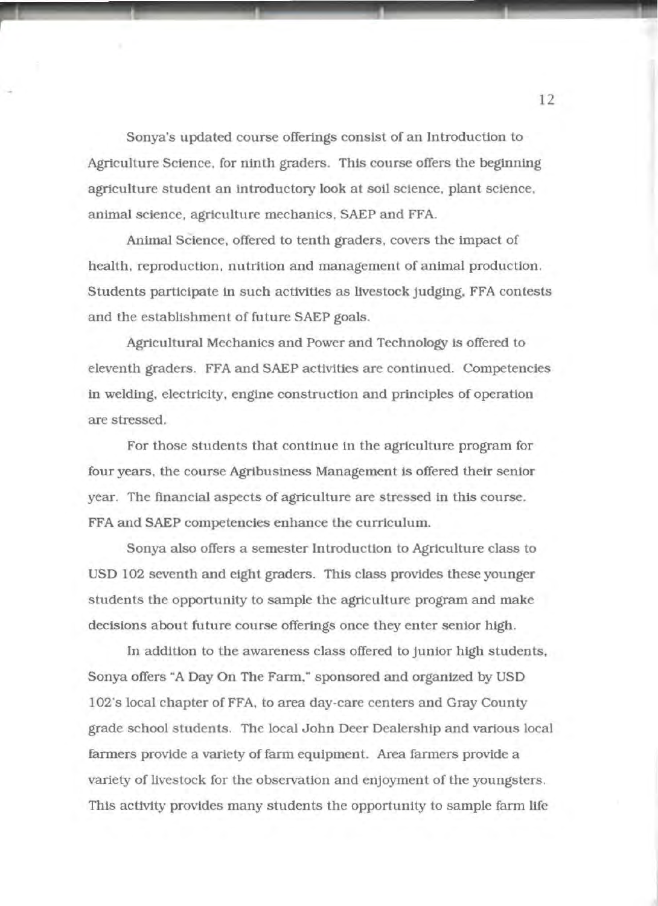Sonya's updated course offerings consist of an Introduction to Agriculture Science, for ninth graders. This course offers the beginning agriculture student an introductory look at soil science, plant science, animal science, agriculture mechanics, SAEP and FFA.

Animal Science, offered to tenth graders, covers the impact of health, reproduction, nutrition and management of animal production. Students participate in such activities as livestock judging, FFA contests and the establishment of future SAEP goals.

Agricultural Mechanics and Power and Technology is offered to eleventh graders. FFA and SAEP activities are continued. Competencies in welding, electricity, engine construction and principles of operation are stressed.

For those students that continue in the agriculture program for four years, the course Agribusiness Management is offered their senior year. The financial aspects of agriculture are stressed in this course. FFA and SAEP competencies enhance the curriculum.

Sonya also offers a semester Introduction to Agriculture class to USD 102 seventh and eight graders. This class provides these younger students the opportunity to sample the agriculture program and make decisions about future course offerings once they enter senior high.

In addition to the awareness class offered to junior high students, Sonya offers "A Day On The Farm," sponsored and organized by USD 102's local chapter of FFA, to area day-care centers and Gray County grade school students. The local John Deer Dealership and various local farmers provide a variety of farm equipment. Area farmers provide a variety of livestock for the observation and enjoyment of the youngsters. This activity provides many students the opportunity to sample farm life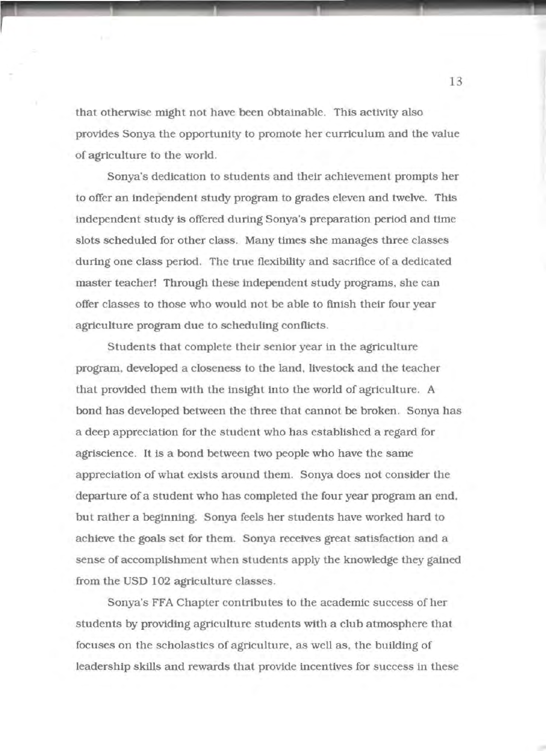that otherwise might not have been obtainable. This activity also provides Sonya the opportunity to promote her curriculum and the value of agriculture to the world.

Sonya's dedication to students and their achievement prompts her to offer an independent study program to grades eleven and twelve. This independent study is offered during Sonya's preparation period and time slots scheduled for other class. Many times she manages three classes during one class period. The true flexibility and sacrifice of a dedicated master teacher! Through these independent study programs, she can offer classes to those who would not be able to finish their four year agriculture program due to scheduling conflicts.

Students that complete their senior year in the agriculture program, developed a closeness to the land, livestock and the teacher that provided them with the insight into the world of agriculture. A bond has developed between the three that cannot be broken. Sonya has a deep appreciation for the student who has established a regard for agriscience. It is a bond between two people who have the same appreciation of what exists around them. Sonya does not consider the departure of a student who has completed the four year program an end, but rather a beginning. Sonya feels her students have worked hard to achieve the goals set for them. Sonya receives great satisfaction and a sense of accomplishment when students apply the knowledge they gained from the USD 102 agriculture classes.

Sonya's FFA Chapter contributes to the academic success of her students by providing agriculture students with a club atmosphere that focuses on the scholastics of agriculture, as well as, the building of leadership skills and rewards that provide incentives for success in these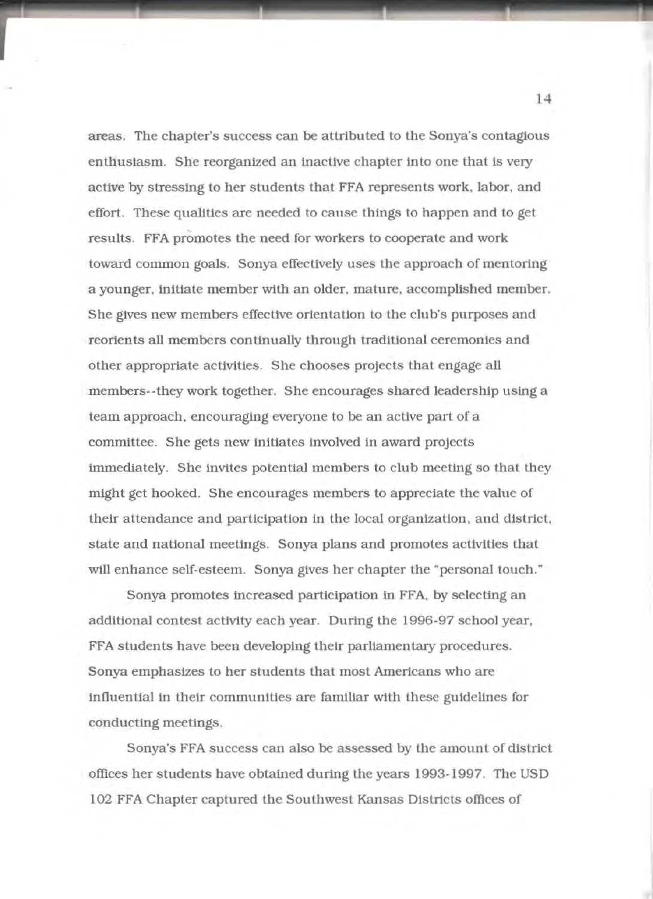areas. The chapter's success can be attributed to the Sonya's contagious enthusiasm. She reorganized an inactive chapter into one that is very active by stressing to her students that FFA represents work, labor, and effort. These qualities are needed to cause things to happen and to get results. FFA promotes the need for workers to cooperate and work toward common goals. Sonya effectively uses the approach of mentoring a younger, initiate member with an older, mature, accomplished member. She gives new members effective orientation to the club's purposes and reorients all members continually through traditional ceremonies and other appropriate activities. She chooses projects that engage all members--they work together. She encourages shared leadership using a team approach, encouraging everyone to be an active part of a committee. She gets new initiates involved in award projects immediately. She invites potential members to club meeting so that they might get hooked. She encourages members to appreciate the value of their attendance and participation in the local organization, and district, state and national meetings. Sonya plans and promotes activities that will enhance self-esteem. Sonya gives her chapter the "personal touch."

Sonya promotes increased participation in FFA, by selecting an additional contest activity each year. During the 1996-97 school year, FFA students have been developing their parliamentary procedures. Sonya emphasizes to her students that most Americans who are influential in their communities are familiar with these guidelines for conducting meetings.

Sonya's FFA success can also be assessed by the amount of district offices her students have obtained during the years 1993-1997. The USD 102 FFA Chapter captured the Southwest Kansas Districts offices of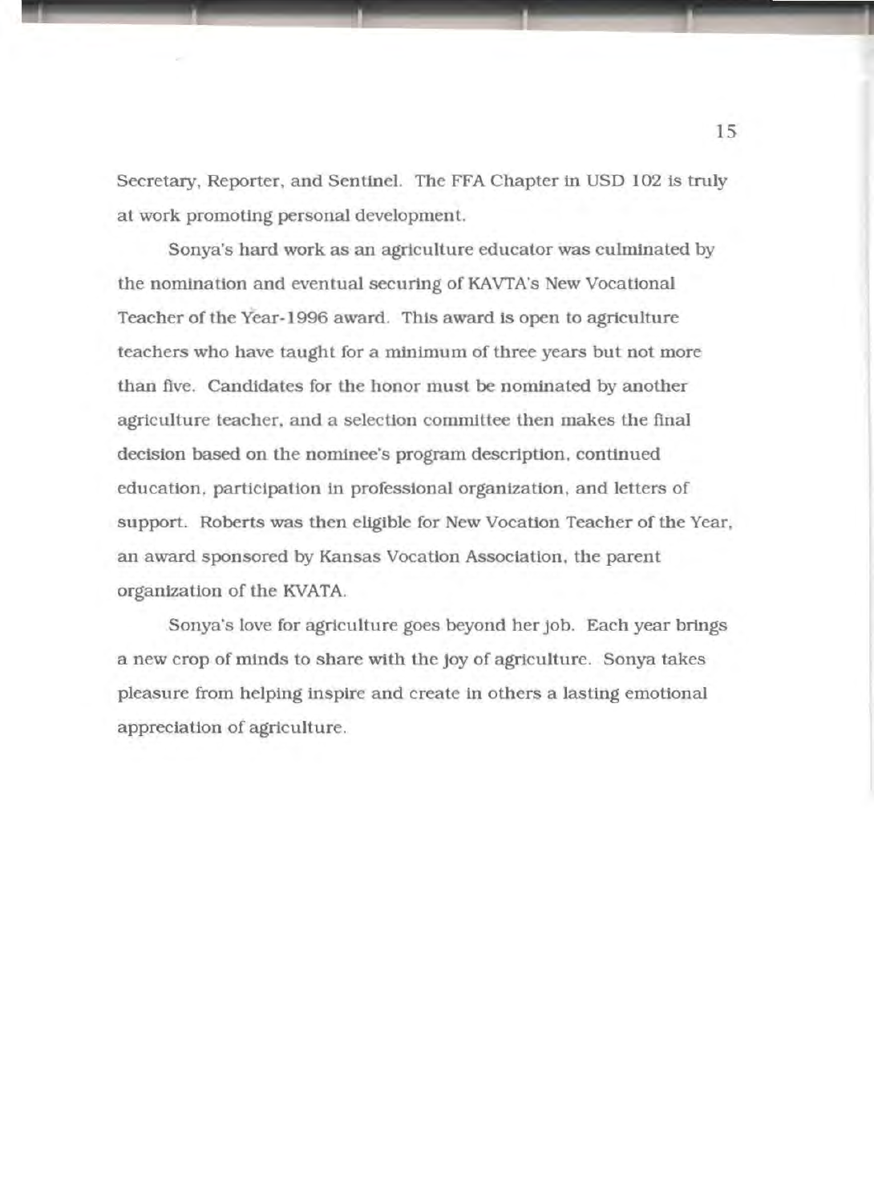Secretary, Reporter, and Sentinel. The FFA Chapter in USD 102 is truly at work promoting personal development.

Sonya's hard work as an agriculture educator was culminated by the nomination and eventual securing of KAVTA's New Vocational Teacher of the Year-1996 award. This award is open to agriculture teachers who have taught for a minimum of three years but not more than five. Candidates for the honor must be nominated by another agriculture teacher, and a selection committee then makes the final decision based on the nominee's program description, continued education, participation in professional organization, and letters of support. Roberts was then eligible for New Vocation Teacher of the Year, an award sponsored by Kansas Vocation Association, the parent organization of the KVATA.

Sonya's love for agriculture goes beyond her job. Each year brings a new crop of minds to share with the joy of agriculture. Sonya takes pleasure from helping inspire and create in others a lasting emotional appreciation of agriculture.